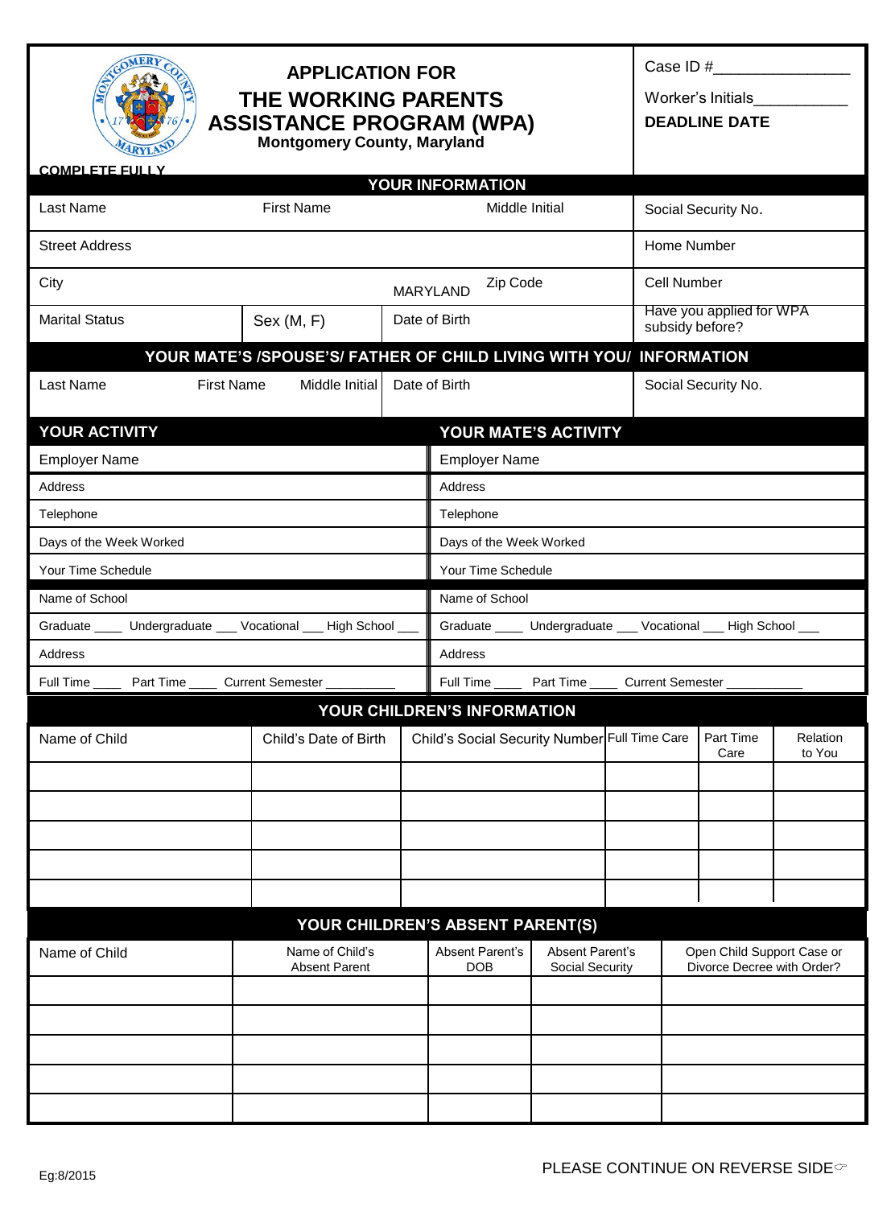# APPLICATION FOR THE WORKING PARENTS ASSISTANCE PROGRAM (WPA)

**Montgomery County, Maryland**

Case ID #________________

Worker's Initials___________

**DEADLINE DATE**

**COMPLETE FULLY**

## YOUR INFORMATION

| Last Name | First Name | Middle Initial | Social Security No. |
|---|---|---|---|
| Street Address | | | Home Number |
| City | | MARYLAND Zip Code | Cell Number |
| Marital Status | Sex (M, F) | Date of Birth | Have you applied for WPA subsidy before? |

## YOUR MATE'S /SPOUSE'S/ FATHER OF CHILD LIVING WITH YOU/ INFORMATION

| Last Name First Name Middle Initial | Date of Birth | Social Security No. |
|---|---|---|
| | | |

## YOUR ACTIVITY / YOUR MATE'S ACTIVITY

| YOUR ACTIVITY | YOUR MATE'S ACTIVITY |
|---|---|
| Employer Name | Employer Name |
| Address | Address |
| Telephone | Telephone |
| Days of the Week Worked | Days of the Week Worked |
| Your Time Schedule | Your Time Schedule |
| Name of School | Name of School |
| Graduate ____ Undergraduate ___ Vocational ___ High School ___ | Graduate ____ Undergraduate ___ Vocational ___ High School ___ |
| Address | Address |
| Full Time ____ Part Time ____ Current Semester __________ | Full Time ____ Part Time ____ Current Semester ___________ |

## YOUR CHILDREN'S INFORMATION

| Name of Child | Child's Date of Birth | Child's Social Security Number | Full Time Care | Part Time Care | Relation to You |
|---|---|---|---|---|---|
| | | | | | |
| | | | | | |
| | | | | | |
| | | | | | |
| | | | | | |

## YOUR CHILDREN'S ABSENT PARENT(S)

| Name of Child | Name of Child's Absent Parent | Absent Parent's DOB | Absent Parent's Social Security | Open Child Support Case or Divorce Decree with Order? |
|---|---|---|---|---|
| | | | | |
| | | | | |
| | | | | |
| | | | | |
| | | | | |

Eg:8/2015

PLEASE CONTINUE ON REVERSE SIDE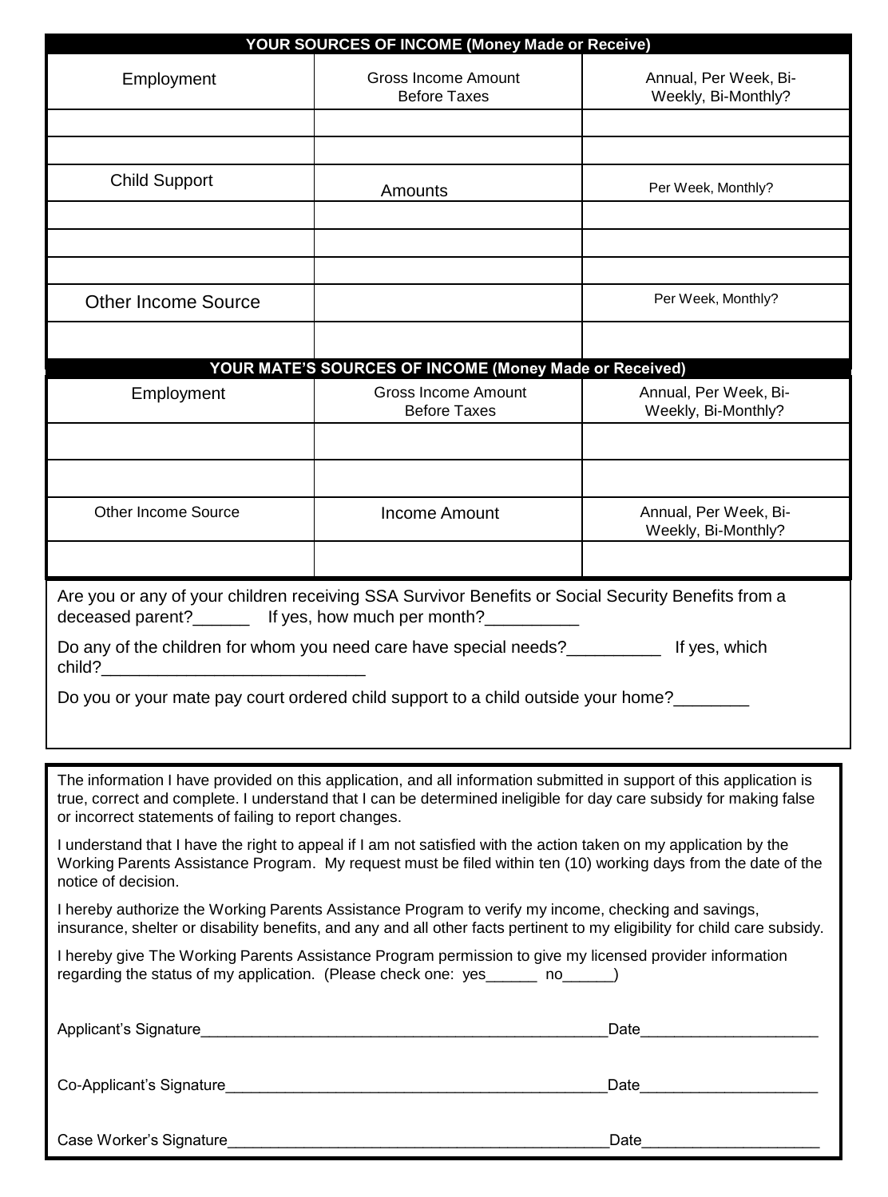| YOUR SOURCES OF INCOME (Money Made or Receive) | | |
|---|---|---|
| Employment | Gross Income Amount Before Taxes | Annual, Per Week, Bi-Weekly, Bi-Monthly? |
| | | |
| | | |
| Child Support | Amounts | Per Week, Monthly? |
| | | |
| | | |
| | | |
| Other Income Source | | Per Week, Monthly? |
| | | |

| YOUR MATE'S SOURCES OF INCOME (Money Made or Received) | | |
|---|---|---|
| Employment | Gross Income Amount Before Taxes | Annual, Per Week, Bi-Weekly, Bi-Monthly? |
| | | |
| | | |
| Other Income Source | Income Amount | Annual, Per Week, Bi-Weekly, Bi-Monthly? |
| | | |

Are you or any of your children receiving SSA Survivor Benefits or Social Security Benefits from a deceased parent?______ If yes, how much per month?__________

Do any of the children for whom you need care have special needs?__________ If yes, which child?____________________________

Do you or your mate pay court ordered child support to a child outside your home?________

The information I have provided on this application, and all information submitted in support of this application is true, correct and complete. I understand that I can be determined ineligible for day care subsidy for making false or incorrect statements of failing to report changes.

I understand that I have the right to appeal if I am not satisfied with the action taken on my application by the Working Parents Assistance Program. My request must be filed within ten (10) working days from the date of the notice of decision.

I hereby authorize the Working Parents Assistance Program to verify my income, checking and savings, insurance, shelter or disability benefits, and any and all other facts pertinent to my eligibility for child care subsidy.

I hereby give The Working Parents Assistance Program permission to give my licensed provider information regarding the status of my application. (Please check one: yes______ no______)

Applicant's Signature__________________________________________________Date_____________________

Co-Applicant's Signature_______________________________________________Date_____________________

Case Worker's Signature_______________________________________________Date_____________________